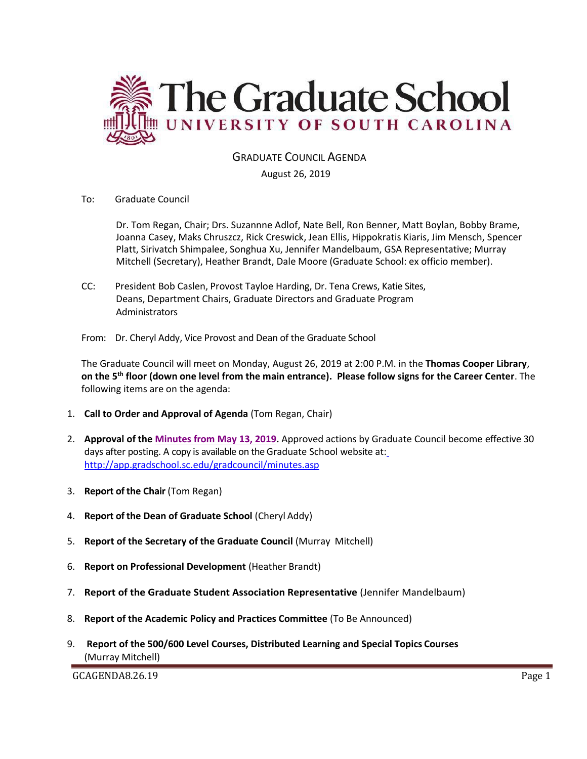# The Graduate School
## UNIVERSITY OF SOUTH CAROLINA

GRADUATE COUNCIL AGENDA

August 26, 2019

To: Graduate Council

Dr. Tom Regan, Chair; Drs. Suzannne Adlof, Nate Bell, Ron Benner, Matt Boylan, Bobby Brame, Joanna Casey, Maks Chruszcz, Rick Creswick, Jean Ellis, Hippokratis Kiaris, Jim Mensch, Spencer Platt, Sirivatch Shimpalee, Songhua Xu, Jennifer Mandelbaum, GSA Representative; Murray Mitchell (Secretary), Heather Brandt, Dale Moore (Graduate School: ex officio member).

CC: President Bob Caslen, Provost Tayloe Harding, Dr. Tena Crews, Katie Sites, Deans, Department Chairs, Graduate Directors and Graduate Program Administrators

From: Dr. Cheryl Addy, Vice Provost and Dean of the Graduate School

The Graduate Council will meet on Monday, August 26, 2019 at 2:00 P.M. in the **Thomas Cooper Library**, **on the 5th floor (down one level from the main entrance). Please follow signs for the Career Center**. The following items are on the agenda:

1. **Call to Order and Approval of Agenda** (Tom Regan, Chair)

2. **Approval of the Minutes from May 13, 2019.** Approved actions by Graduate Council become effective 30 days after posting. A copy is available on the Graduate School website at: http://app.gradschool.sc.edu/gradcouncil/minutes.asp

3. **Report of the Chair** (Tom Regan)

4. **Report of the Dean of Graduate School** (Cheryl Addy)

5. **Report of the Secretary of the Graduate Council** (Murray Mitchell)

6. **Report on Professional Development** (Heather Brandt)

7. **Report of the Graduate Student Association Representative** (Jennifer Mandelbaum)

8. **Report of the Academic Policy and Practices Committee** (To Be Announced)

9. **Report of the 500/600 Level Courses, Distributed Learning and Special Topics Courses** (Murray Mitchell)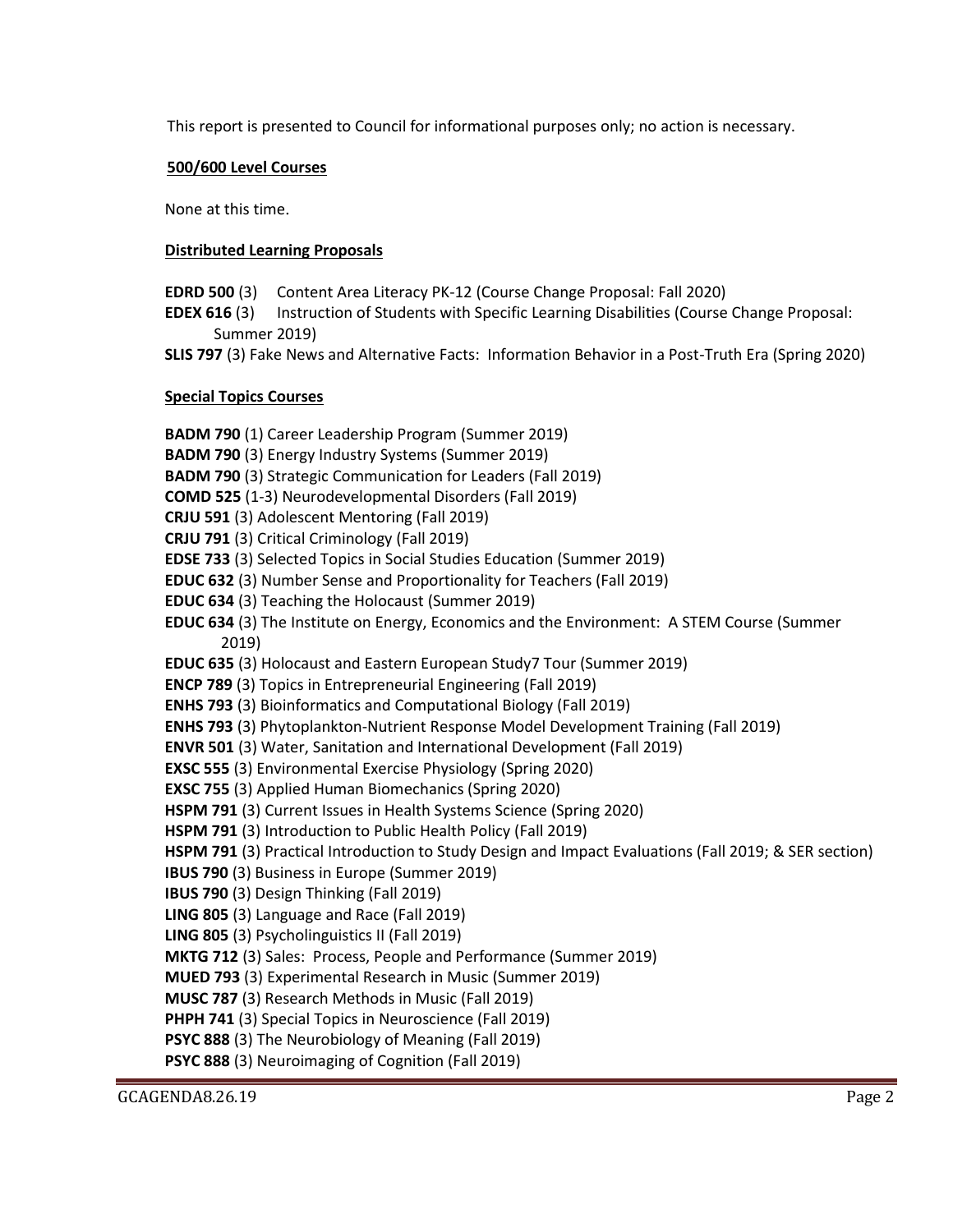This report is presented to Council for informational purposes only; no action is necessary.

**500/600 Level Courses**

None at this time.

**Distributed Learning Proposals**

**EDRD 500** (3) Content Area Literacy PK-12 (Course Change Proposal: Fall 2020)
**EDEX 616** (3) Instruction of Students with Specific Learning Disabilities (Course Change Proposal: Summer 2019)
**SLIS 797** (3) Fake News and Alternative Facts: Information Behavior in a Post-Truth Era (Spring 2020)

**Special Topics Courses**

**BADM 790** (1) Career Leadership Program (Summer 2019)
**BADM 790** (3) Energy Industry Systems (Summer 2019)
**BADM 790** (3) Strategic Communication for Leaders (Fall 2019)
**COMD 525** (1-3) Neurodevelopmental Disorders (Fall 2019)
**CRJU 591** (3) Adolescent Mentoring (Fall 2019)
**CRJU 791** (3) Critical Criminology (Fall 2019)
**EDSE 733** (3) Selected Topics in Social Studies Education (Summer 2019)
**EDUC 632** (3) Number Sense and Proportionality for Teachers (Fall 2019)
**EDUC 634** (3) Teaching the Holocaust (Summer 2019)
**EDUC 634** (3) The Institute on Energy, Economics and the Environment: A STEM Course (Summer 2019)
**EDUC 635** (3) Holocaust and Eastern European Study7 Tour (Summer 2019)
**ENCP 789** (3) Topics in Entrepreneurial Engineering (Fall 2019)
**ENHS 793** (3) Bioinformatics and Computational Biology (Fall 2019)
**ENHS 793** (3) Phytoplankton-Nutrient Response Model Development Training (Fall 2019)
**ENVR 501** (3) Water, Sanitation and International Development (Fall 2019)
**EXSC 555** (3) Environmental Exercise Physiology (Spring 2020)
**EXSC 755** (3) Applied Human Biomechanics (Spring 2020)
**HSPM 791** (3) Current Issues in Health Systems Science (Spring 2020)
**HSPM 791** (3) Introduction to Public Health Policy (Fall 2019)
**HSPM 791** (3) Practical Introduction to Study Design and Impact Evaluations (Fall 2019; & SER section)
**IBUS 790** (3) Business in Europe (Summer 2019)
**IBUS 790** (3) Design Thinking (Fall 2019)
**LING 805** (3) Language and Race (Fall 2019)
**LING 805** (3) Psycholinguistics II (Fall 2019)
**MKTG 712** (3) Sales: Process, People and Performance (Summer 2019)
**MUED 793** (3) Experimental Research in Music (Summer 2019)
**MUSC 787** (3) Research Methods in Music (Fall 2019)
**PHPH 741** (3) Special Topics in Neuroscience (Fall 2019)
**PSYC 888** (3) The Neurobiology of Meaning (Fall 2019)
**PSYC 888** (3) Neuroimaging of Cognition (Fall 2019)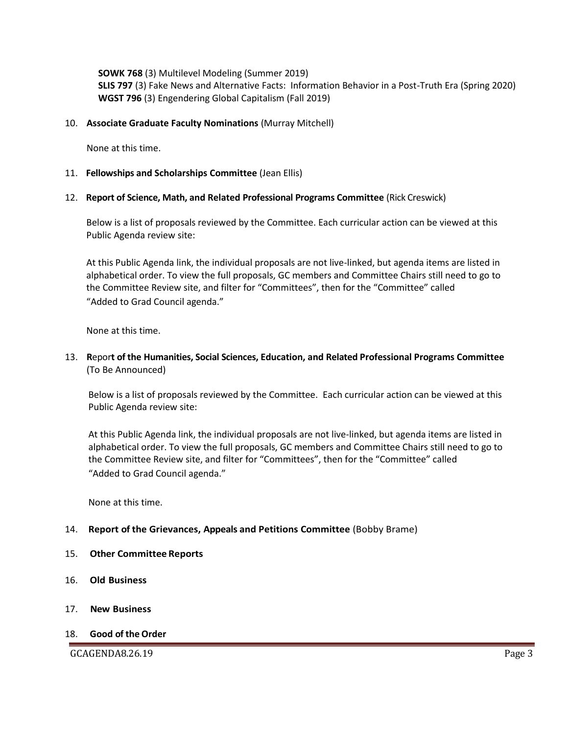**SOWK 768** (3) Multilevel Modeling (Summer 2019)
**SLIS 797** (3) Fake News and Alternative Facts: Information Behavior in a Post-Truth Era (Spring 2020)
**WGST 796** (3) Engendering Global Capitalism (Fall 2019)

10. **Associate Graduate Faculty Nominations** (Murray Mitchell)

    None at this time.

11. **Fellowships and Scholarships Committee** (Jean Ellis)

12. **Report of Science, Math, and Related Professional Programs Committee** (Rick Creswick)

    Below is a list of proposals reviewed by the Committee. Each curricular action can be viewed at this Public Agenda review site:

    At this Public Agenda link, the individual proposals are not live-linked, but agenda items are listed in alphabetical order. To view the full proposals, GC members and Committee Chairs still need to go to the Committee Review site, and filter for "Committees", then for the "Committee" called "Added to Grad Council agenda."

    None at this time.

13. **Report of the Humanities, Social Sciences, Education, and Related Professional Programs Committee** (To Be Announced)

    Below is a list of proposals reviewed by the Committee. Each curricular action can be viewed at this Public Agenda review site:

    At this Public Agenda link, the individual proposals are not live-linked, but agenda items are listed in alphabetical order. To view the full proposals, GC members and Committee Chairs still need to go to the Committee Review site, and filter for "Committees", then for the "Committee" called "Added to Grad Council agenda."

    None at this time.

14. **Report of the Grievances, Appeals and Petitions Committee** (Bobby Brame)

15. **Other Committee Reports**

16. **Old Business**

17. **New Business**

18. **Good of the Order**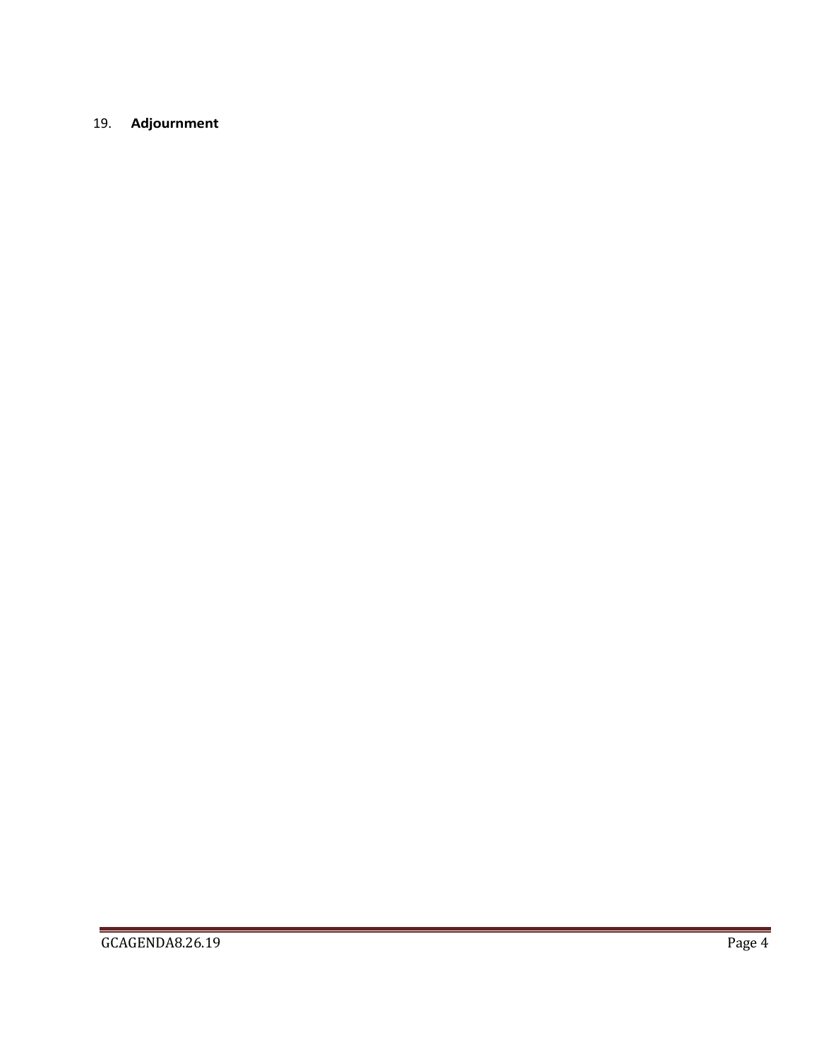19. **Adjournment**